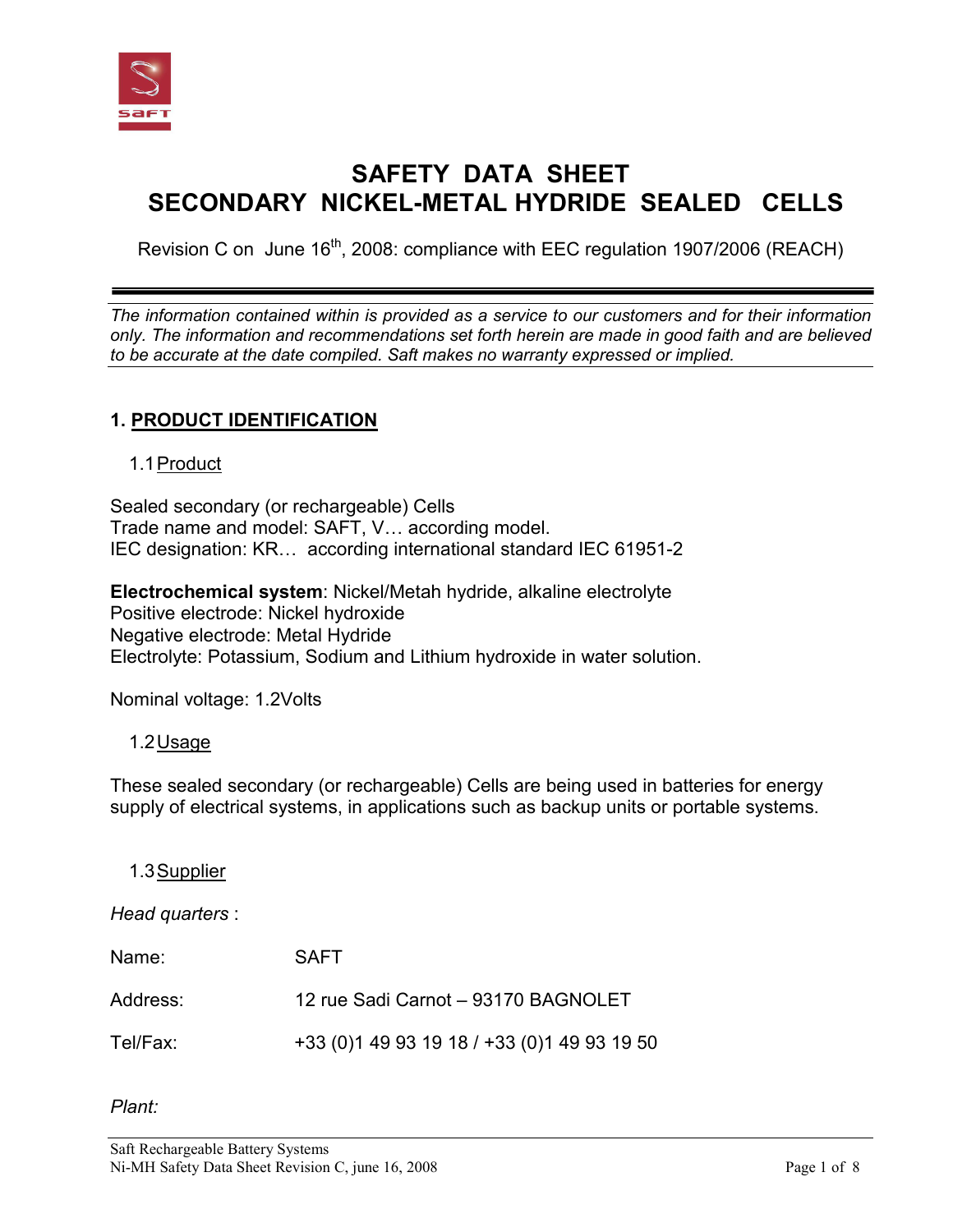# SAFETY DATA SHEET
# SECONDARY NICKEL-METAL HYDRIDE SEALED CELLS

Revision C on June 16th, 2008: compliance with EEC regulation 1907/2006 (REACH)

---

*The information contained within is provided as a service to our customers and for their information only. The information and recommendations set forth herein are made in good faith and are believed to be accurate at the date compiled. Saft makes no warranty expressed or implied.*

## 1. PRODUCT IDENTIFICATION

### 1.1 Product

Sealed secondary (or rechargeable) Cells
Trade name and model: SAFT, V… according model.
IEC designation: KR… according international standard IEC 61951-2

**Electrochemical system**: Nickel/Metah hydride, alkaline electrolyte
Positive electrode: Nickel hydroxide
Negative electrode: Metal Hydride
Electrolyte: Potassium, Sodium and Lithium hydroxide in water solution.

Nominal voltage: 1.2Volts

### 1.2 Usage

These sealed secondary (or rechargeable) Cells are being used in batteries for energy supply of electrical systems, in applications such as backup units or portable systems.

### 1.3 Supplier

*Head quarters* :

| | |
|---|---|
| Name: | SAFT |
| Address: | 12 rue Sadi Carnot – 93170 BAGNOLET |
| Tel/Fax: | +33 (0)1 49 93 19 18 / +33 (0)1 49 93 19 50 |

*Plant:*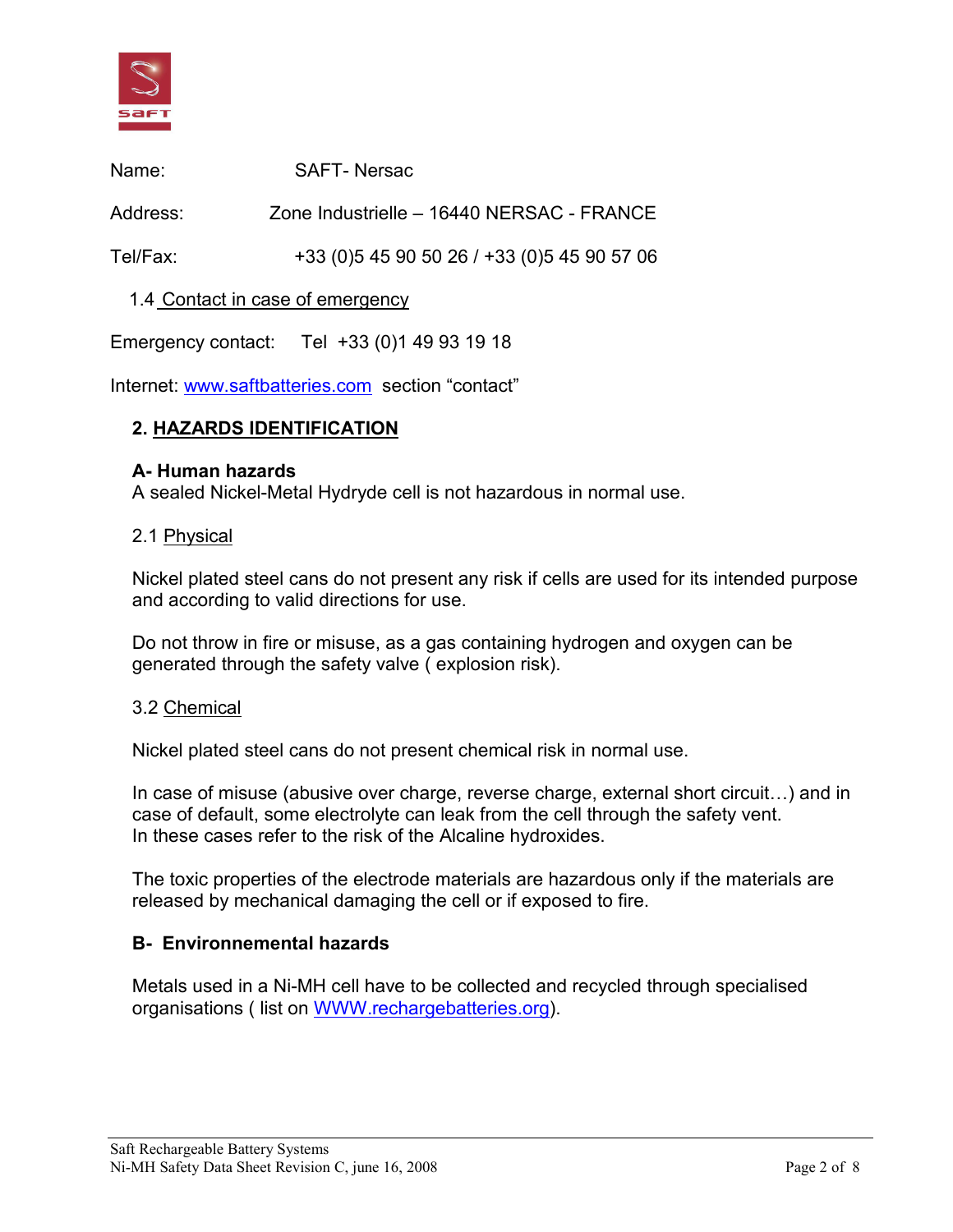Name: SAFT- Nersac

Address: Zone Industrielle – 16440 NERSAC - FRANCE

Tel/Fax: +33 (0)5 45 90 50 26 / +33 (0)5 45 90 57 06

1.4 Contact in case of emergency

Emergency contact: Tel +33 (0)1 49 93 19 18

Internet: www.saftbatteries.com section “contact”

## 2. HAZARDS IDENTIFICATION

### A- Human hazards

A sealed Nickel-Metal Hydryde cell is not hazardous in normal use.

2.1 Physical

Nickel plated steel cans do not present any risk if cells are used for its intended purpose and according to valid directions for use.

Do not throw in fire or misuse, as a gas containing hydrogen and oxygen can be generated through the safety valve ( explosion risk).

3.2 Chemical

Nickel plated steel cans do not present chemical risk in normal use.

In case of misuse (abusive over charge, reverse charge, external short circuit…) and in case of default, some electrolyte can leak from the cell through the safety vent.
In these cases refer to the risk of the Alcaline hydroxides.

The toxic properties of the electrode materials are hazardous only if the materials are released by mechanical damaging the cell or if exposed to fire.

### B- Environnemental hazards

Metals used in a Ni-MH cell have to be collected and recycled through specialised organisations ( list on WWW.rechargebatteries.org).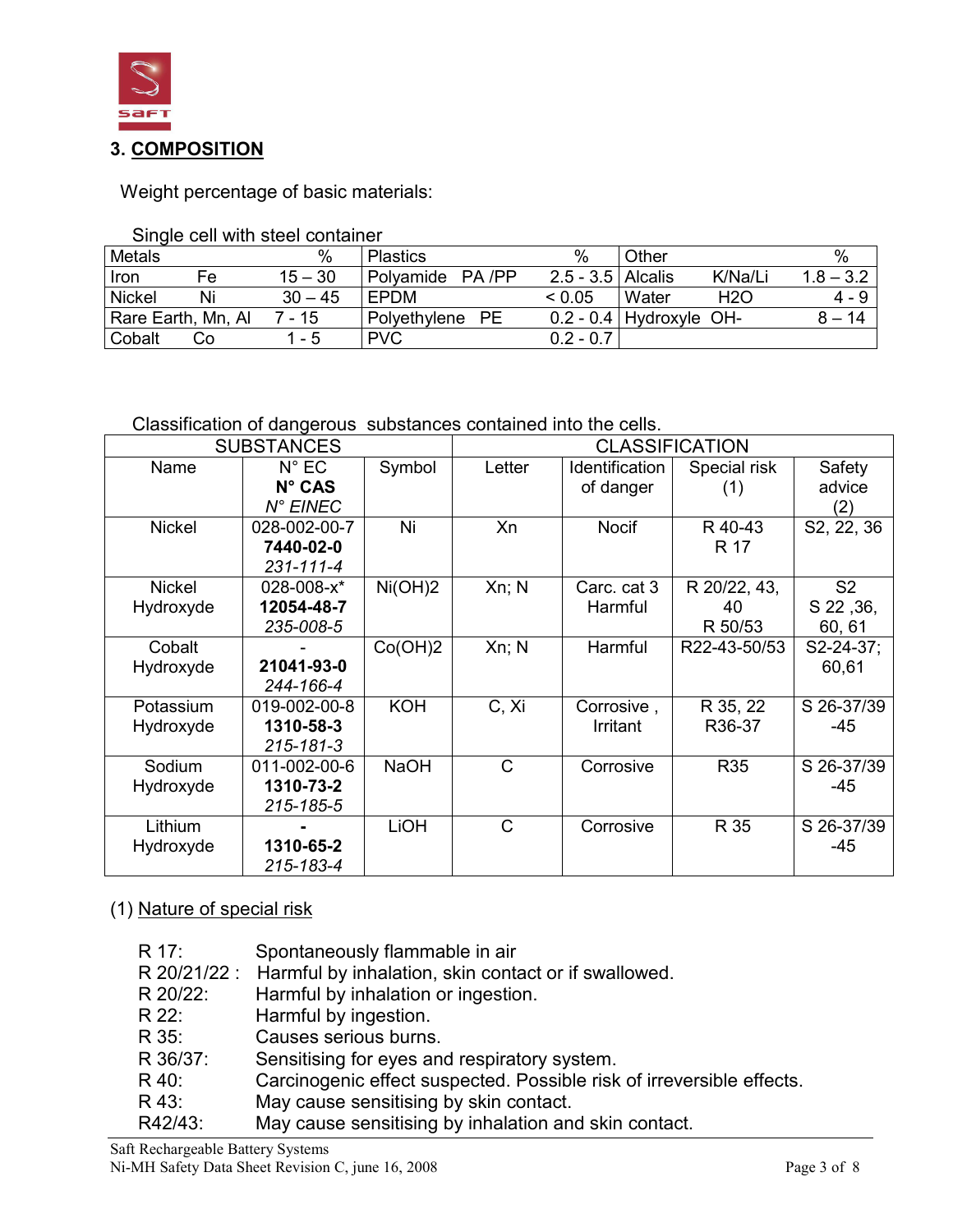## 3. COMPOSITION

Weight percentage of basic materials:

Single cell with steel container

| Metals | | % | Plastics | % | Other | | % |
|---|---|---|---|---|---|---|---|
| Iron | Fe | 15 – 30 | Polyamide PA /PP | 2.5 - 3.5 | Alcalis | K/Na/Li | 1.8 – 3.2 |
| Nickel | Ni | 30 – 45 | EPDM | < 0.05 | Water | $H_2O$ | 4 - 9 |
| Rare Earth, Mn, Al | | 7 - 15 | Polyethylene PE | 0.2 - 0.4 | Hydroxyle | $OH^-$ | 8 – 14 |
| Cobalt | Co | 1 - 5 | PVC | 0.2 - 0.7 | | | |

Classification of dangerous substances contained into the cells.

| SUBSTANCES | | | CLASSIFICATION | | | |
|---|---|---|---|---|---|---|
| Name | N° EC<br>**N° CAS**<br>*N° EINEC* | Symbol | Letter | Identification of danger | Special risk (1) | Safety advice (2) |
| Nickel | 028-002-00-7<br>**7440-02-0**<br>*231-111-4* | Ni | Xn | Nocif | R 40-43<br>R 17 | S2, 22, 36 |
| Nickel Hydroxyde | 028-008-x*<br>**12054-48-7**<br>*235-008-5* | $Ni(OH)_2$ | Xn; N | Carc. cat 3<br>Harmful | R 20/22, 43, 40<br>R 50/53 | S2<br>S 22 ,36, 60, 61 |
| Cobalt Hydroxyde | -<br>**21041-93-0**<br>*244-166-4* | $Co(OH)_2$ | Xn; N | Harmful | R22-43-50/53 | S2-24-37; 60,61 |
| Potassium Hydroxyde | 019-002-00-8<br>**1310-58-3**<br>*215-181-3* | KOH | C, Xi | Corrosive ,<br>Irritant | R 35, 22<br>R36-37 | S 26-37/39 -45 |
| Sodium Hydroxyde | 011-002-00-6<br>**1310-73-2**<br>*215-185-5* | NaOH | C | Corrosive | R35 | S 26-37/39 -45 |
| Lithium Hydroxyde | **-**<br>**1310-65-2**<br>*215-183-4* | LiOH | C | Corrosive | R 35 | S 26-37/39 -45 |

(1) Nature of special risk

- R 17: Spontaneously flammable in air
- R 20/21/22 : Harmful by inhalation, skin contact or if swallowed.
- R 20/22: Harmful by inhalation or ingestion.
- R 22: Harmful by ingestion.
- R 35: Causes serious burns.
- R 36/37: Sensitising for eyes and respiratory system.
- R 40: Carcinogenic effect suspected. Possible risk of irreversible effects.
- R 43: May cause sensitising by skin contact.
- R42/43: May cause sensitising by inhalation and skin contact.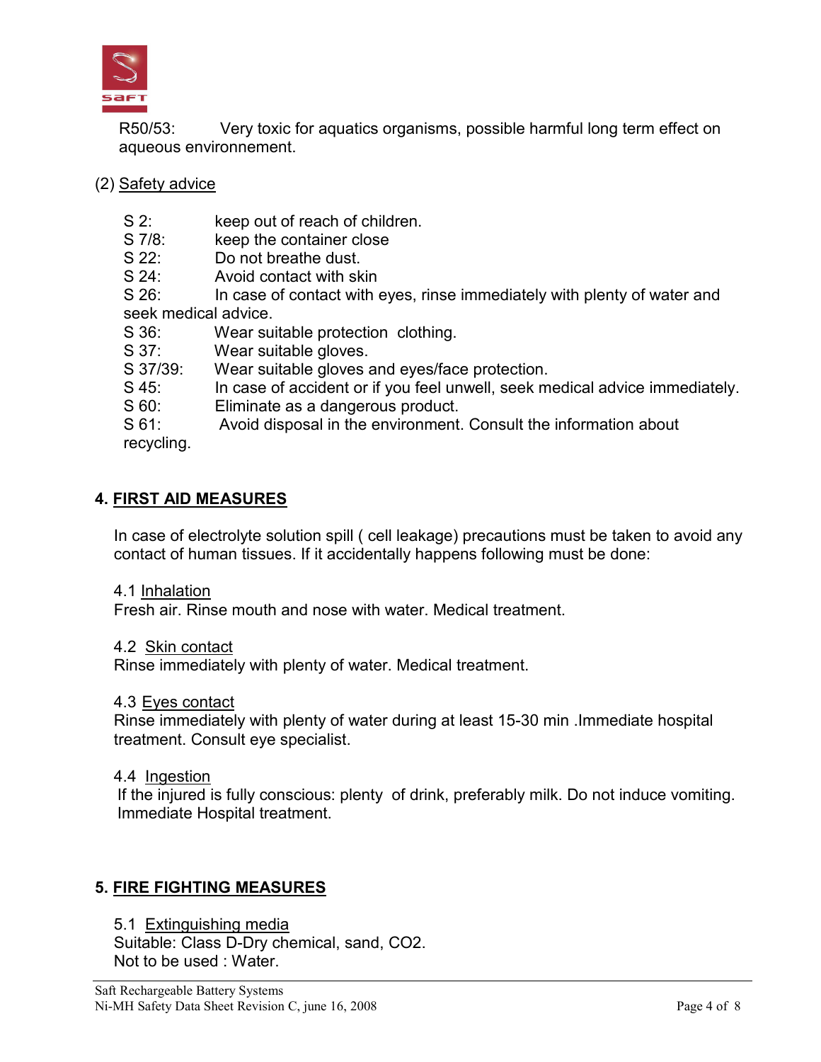R50/53: Very toxic for aquatics organisms, possible harmful long term effect on aqueous environnement.

(2) Safety advice

S 2: keep out of reach of children.
S 7/8: keep the container close
S 22: Do not breathe dust.
S 24: Avoid contact with skin
S 26: In case of contact with eyes, rinse immediately with plenty of water and seek medical advice.
S 36: Wear suitable protection clothing.
S 37: Wear suitable gloves.
S 37/39: Wear suitable gloves and eyes/face protection.
S 45: In case of accident or if you feel unwell, seek medical advice immediately.
S 60: Eliminate as a dangerous product.
S 61: Avoid disposal in the environment. Consult the information about recycling.

## 4. FIRST AID MEASURES

In case of electrolyte solution spill ( cell leakage) precautions must be taken to avoid any contact of human tissues. If it accidentally happens following must be done:

### 4.1 Inhalation

Fresh air. Rinse mouth and nose with water. Medical treatment.

### 4.2 Skin contact

Rinse immediately with plenty of water. Medical treatment.

### 4.3 Eyes contact

Rinse immediately with plenty of water during at least 15-30 min .Immediate hospital treatment. Consult eye specialist.

### 4.4 Ingestion

If the injured is fully conscious: plenty of drink, preferably milk. Do not induce vomiting. Immediate Hospital treatment.

## 5. FIRE FIGHTING MEASURES

### 5.1 Extinguishing media

Suitable: Class D-Dry chemical, sand, $CO_2$.
Not to be used : Water.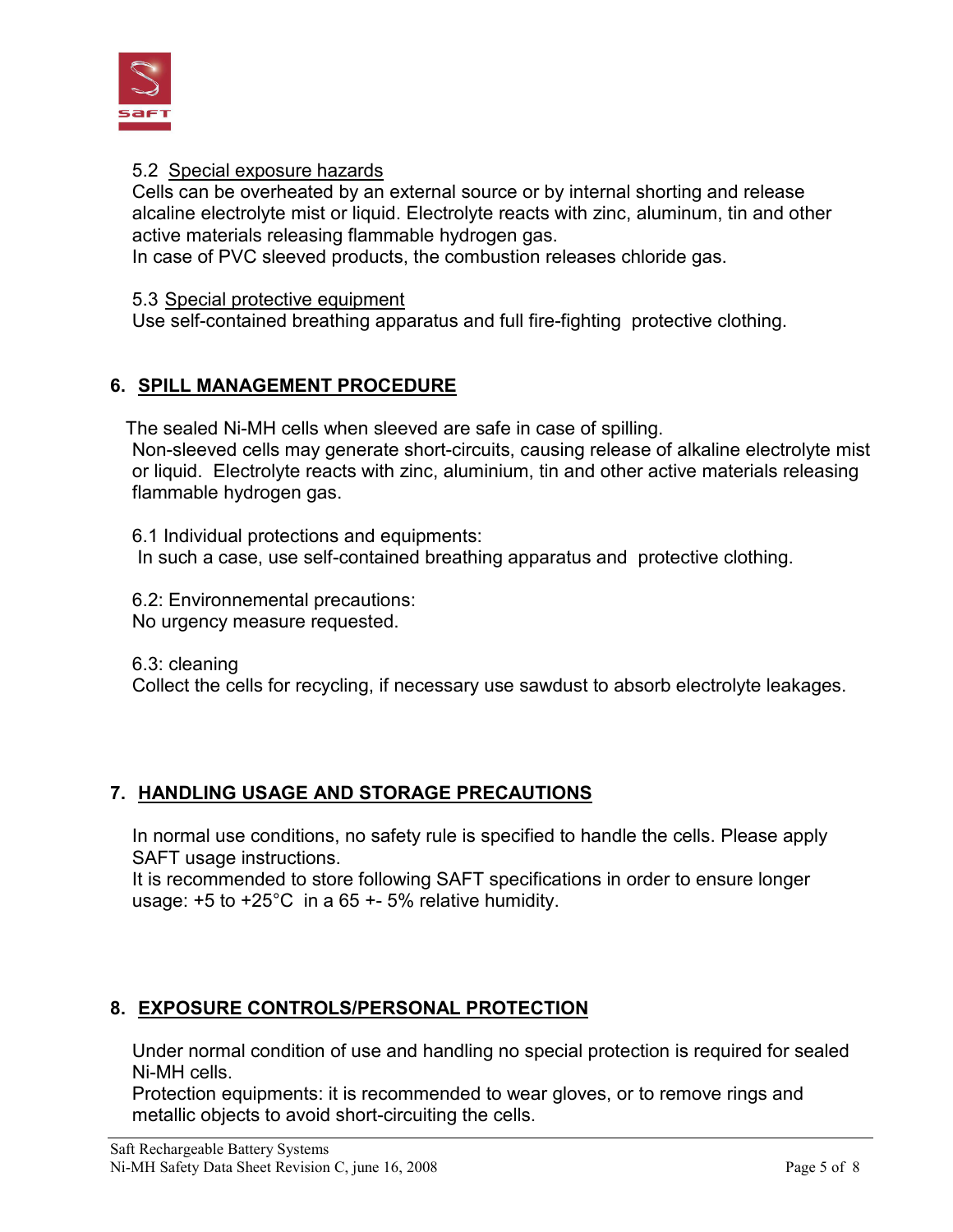5.2 Special exposure hazards

Cells can be overheated by an external source or by internal shorting and release alcaline electrolyte mist or liquid. Electrolyte reacts with zinc, aluminum, tin and other active materials releasing flammable hydrogen gas.
In case of PVC sleeved products, the combustion releases chloride gas.

5.3 Special protective equipment

Use self-contained breathing apparatus and full fire-fighting protective clothing.

## 6. SPILL MANAGEMENT PROCEDURE

The sealed Ni-MH cells when sleeved are safe in case of spilling.
Non-sleeved cells may generate short-circuits, causing release of alkaline electrolyte mist or liquid. Electrolyte reacts with zinc, aluminium, tin and other active materials releasing flammable hydrogen gas.

6.1 Individual protections and equipments:
In such a case, use self-contained breathing apparatus and protective clothing.

6.2: Environnemental precautions:
No urgency measure requested.

6.3: cleaning
Collect the cells for recycling, if necessary use sawdust to absorb electrolyte leakages.

## 7. HANDLING USAGE AND STORAGE PRECAUTIONS

In normal use conditions, no safety rule is specified to handle the cells. Please apply SAFT usage instructions.
It is recommended to store following SAFT specifications in order to ensure longer usage: +5 to +25°C in a 65 +- 5% relative humidity.

## 8. EXPOSURE CONTROLS/PERSONAL PROTECTION

Under normal condition of use and handling no special protection is required for sealed Ni-MH cells.
Protection equipments: it is recommended to wear gloves, or to remove rings and metallic objects to avoid short-circuiting the cells.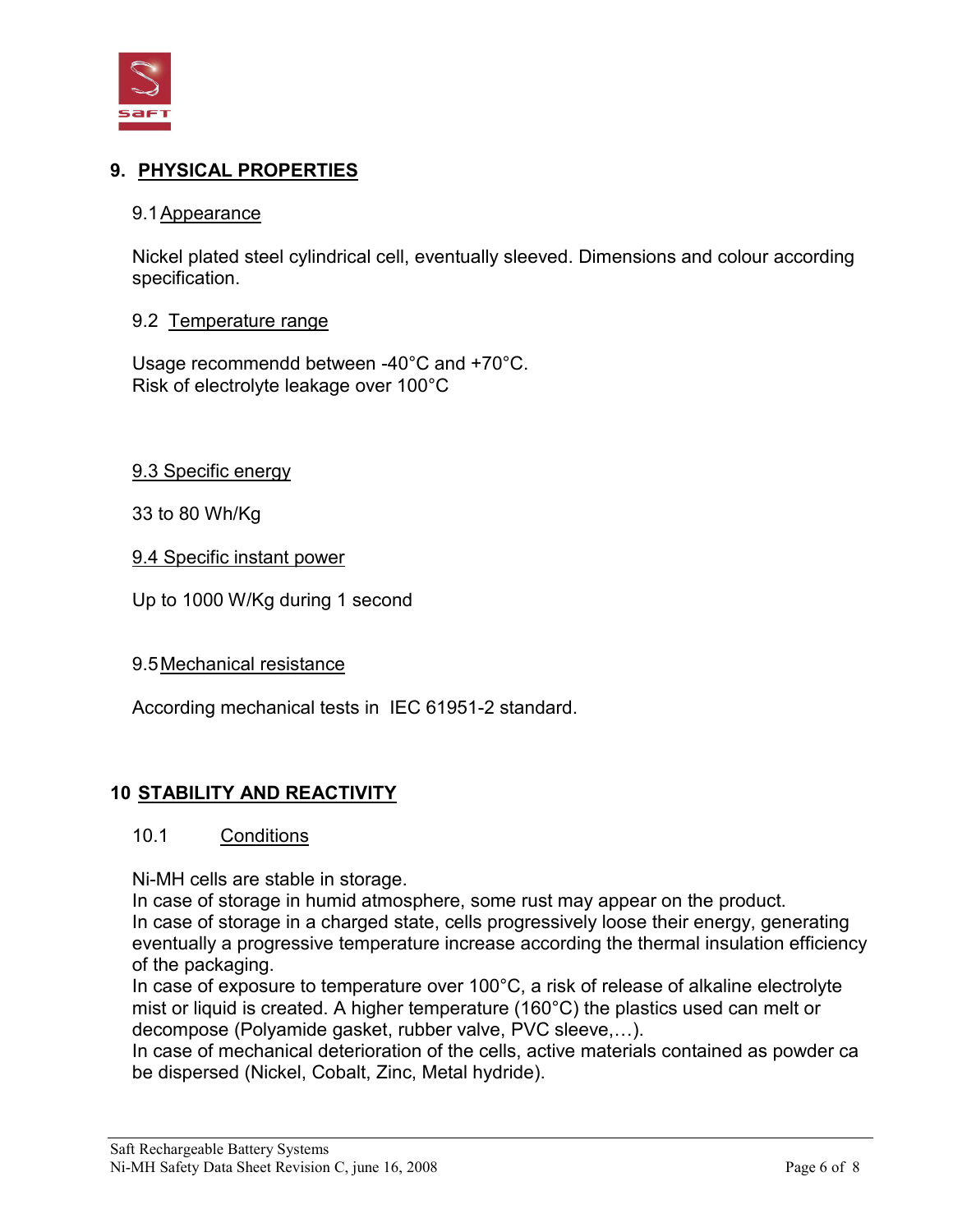## 9. PHYSICAL PROPERTIES

### 9.1 Appearance

Nickel plated steel cylindrical cell, eventually sleeved. Dimensions and colour according specification.

### 9.2 Temperature range

Usage recommendd between -40°C and +70°C.
Risk of electrolyte leakage over 100°C

### 9.3 Specific energy

33 to 80 Wh/Kg

### 9.4 Specific instant power

Up to 1000 W/Kg during 1 second

### 9.5 Mechanical resistance

According mechanical tests in IEC 61951-2 standard.

## 10 STABILITY AND REACTIVITY

### 10.1 Conditions

Ni-MH cells are stable in storage.
In case of storage in humid atmosphere, some rust may appear on the product.
In case of storage in a charged state, cells progressively loose their energy, generating eventually a progressive temperature increase according the thermal insulation efficiency of the packaging.
In case of exposure to temperature over 100°C, a risk of release of alkaline electrolyte mist or liquid is created. A higher temperature (160°C) the plastics used can melt or decompose (Polyamide gasket, rubber valve, PVC sleeve,…).
In case of mechanical deterioration of the cells, active materials contained as powder ca be dispersed (Nickel, Cobalt, Zinc, Metal hydride).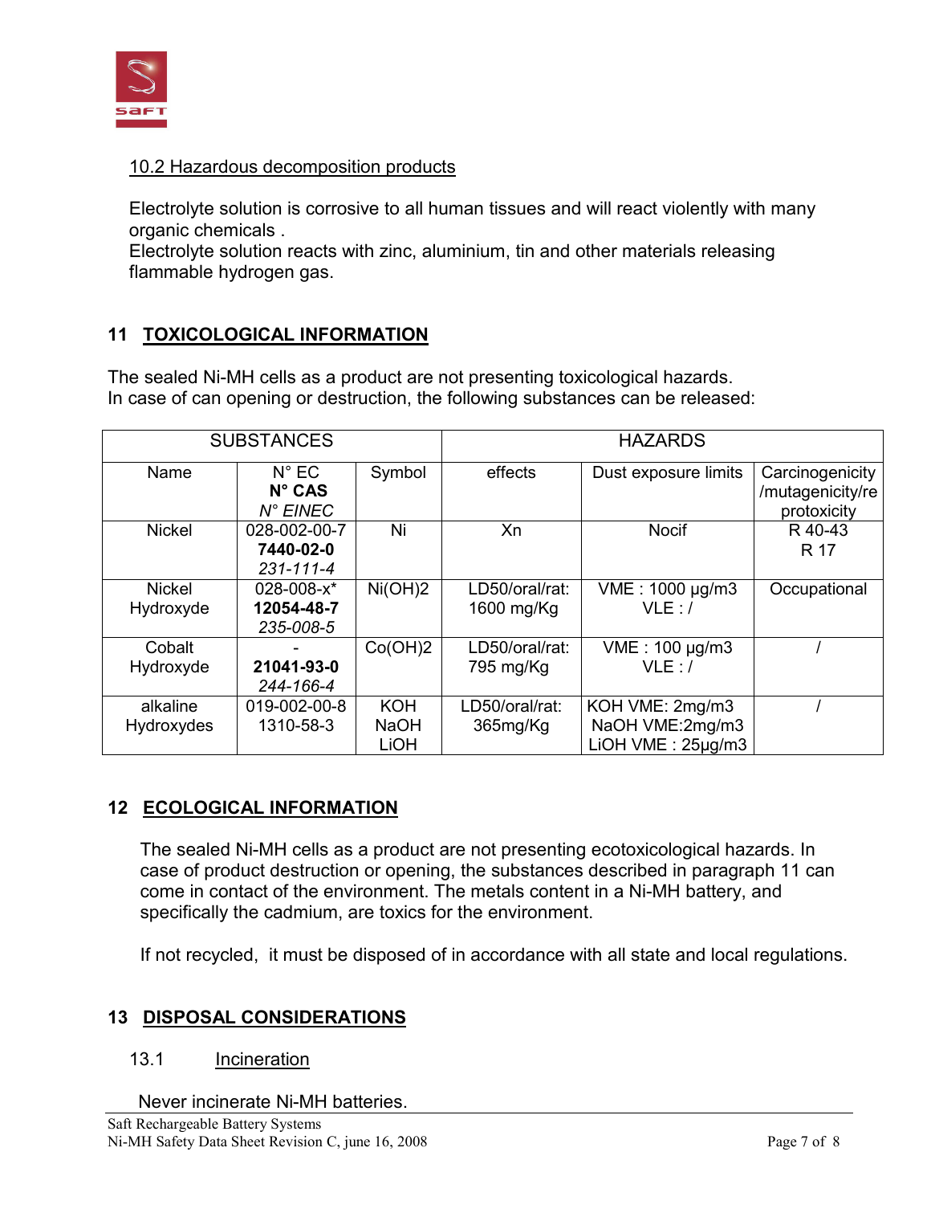### 10.2 Hazardous decomposition products

Electrolyte solution is corrosive to all human tissues and will react violently with many organic chemicals .
Electrolyte solution reacts with zinc, aluminium, tin and other materials releasing flammable hydrogen gas.

## 11 TOXICOLOGICAL INFORMATION

The sealed Ni-MH cells as a product are not presenting toxicological hazards.
In case of can opening or destruction, the following substances can be released:

| SUBSTANCES | | | HAZARDS | | |
|---|---|---|---|---|---|
| Name | N° EC<br>**N° CAS**<br>*N° EINEC* | Symbol | effects | Dust exposure limits | Carcinogenicity /mutagenicity/reprotoxicity |
| Nickel | 028-002-00-7<br>**7440-02-0**<br>*231-111-4* | Ni | Xn | Nocif | R 40-43<br>R 17 |
| Nickel Hydroxyde | 028-008-x*<br>**12054-48-7**<br>*235-008-5* | $Ni(OH)_2$ | LD50/oral/rat: 1600 mg/Kg | VME : 1000 µg/m3<br>VLE : / | Occupational |
| Cobalt Hydroxyde | -<br>**21041-93-0**<br>*244-166-4* | $Co(OH)_2$ | LD50/oral/rat: 795 mg/Kg | VME : 100 µg/m3<br>VLE : / | / |
| alkaline Hydroxydes | 019-002-00-8<br>1310-58-3 | KOH<br>NaOH<br>LiOH | LD50/oral/rat: 365mg/Kg | KOH VME: 2mg/m3<br>NaOH VME:2mg/m3<br>LiOH VME : 25µg/m3 | / |

## 12 ECOLOGICAL INFORMATION

The sealed Ni-MH cells as a product are not presenting ecotoxicological hazards. In case of product destruction or opening, the substances described in paragraph 11 can come in contact of the environment. The metals content in a Ni-MH battery, and specifically the cadmium, are toxics for the environment.

If not recycled, it must be disposed of in accordance with all state and local regulations.

## 13 DISPOSAL CONSIDERATIONS

### 13.1 Incineration

Never incinerate Ni-MH batteries.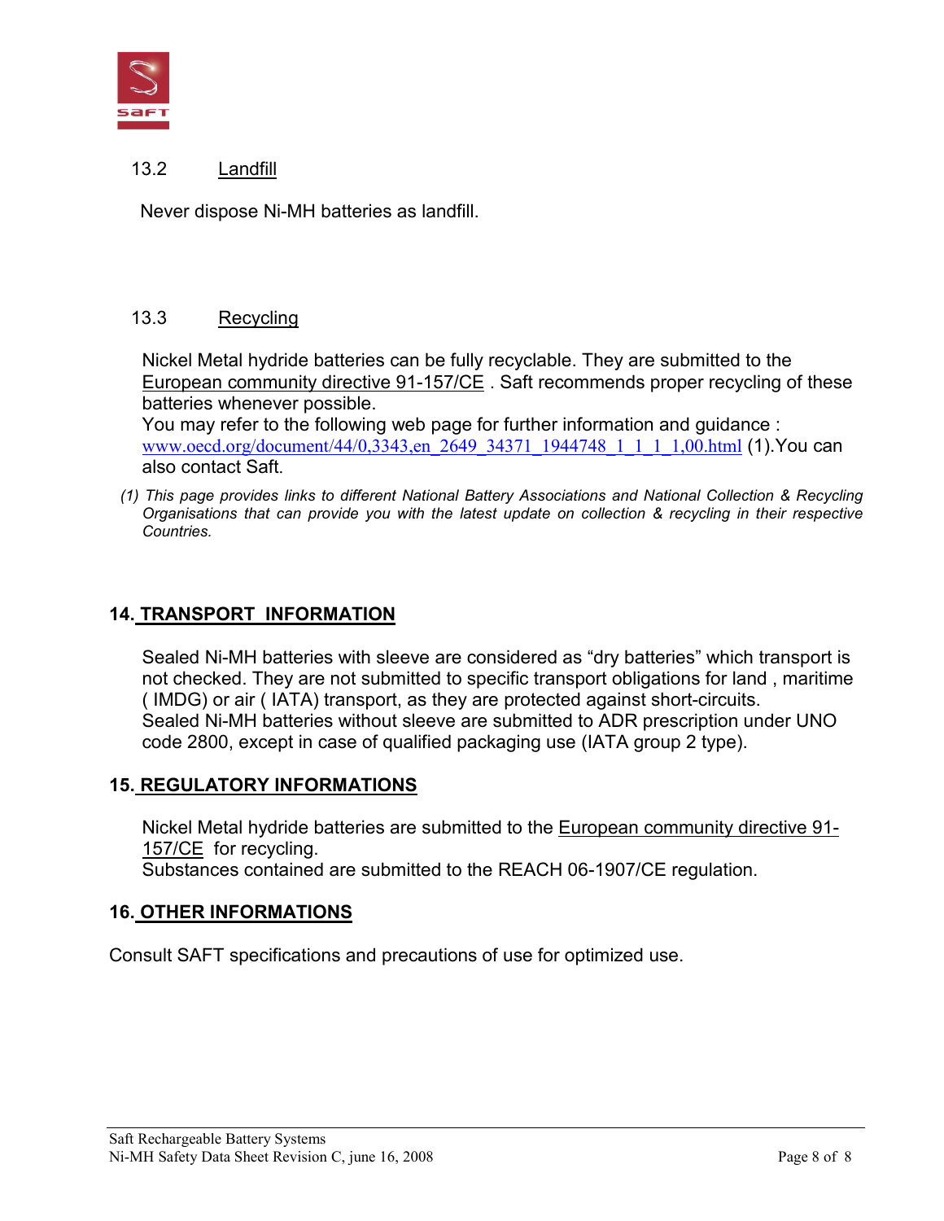### 13.2 Landfill

Never dispose Ni-MH batteries as landfill.

### 13.3 Recycling

Nickel Metal hydride batteries can be fully recyclable. They are submitted to the European community directive 91-157/CE . Saft recommends proper recycling of these batteries whenever possible.
You may refer to the following web page for further information and guidance :
www.oecd.org/document/44/0,3343,en_2649_34371_1944748_1_1_1_1,00.html (1).You can also contact Saft.

*(1) This page provides links to different National Battery Associations and National Collection & Recycling Organisations that can provide you with the latest update on collection & recycling in their respective Countries.*

## 14. TRANSPORT INFORMATION

Sealed Ni-MH batteries with sleeve are considered as "dry batteries" which transport is not checked. They are not submitted to specific transport obligations for land , maritime ( IMDG) or air ( IATA) transport, as they are protected against short-circuits.
Sealed Ni-MH batteries without sleeve are submitted to ADR prescription under UNO code 2800, except in case of qualified packaging use (IATA group 2 type).

## 15. REGULATORY INFORMATIONS

Nickel Metal hydride batteries are submitted to the European community directive 91-157/CE for recycling.
Substances contained are submitted to the REACH 06-1907/CE regulation.

## 16. OTHER INFORMATIONS

Consult SAFT specifications and precautions of use for optimized use.